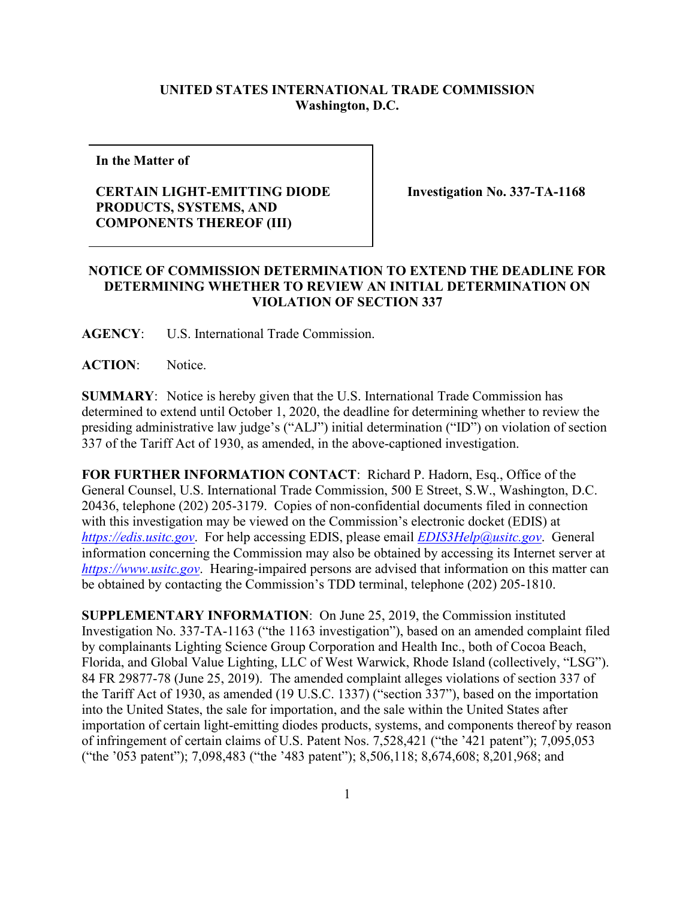**UNITED STATES INTERNATIONAL TRADE COMMISSION**
**Washington, D.C.**

| **In the Matter of** **CERTAIN LIGHT-EMITTING DIODE PRODUCTS, SYSTEMS, AND COMPONENTS THEREOF (III)** | **Investigation No. 337-TA-1168** |
| --- | --- |

**NOTICE OF COMMISSION DETERMINATION TO EXTEND THE DEADLINE FOR DETERMINING WHETHER TO REVIEW AN INITIAL DETERMINATION ON VIOLATION OF SECTION 337**

**AGENCY**: U.S. International Trade Commission.

**ACTION**: Notice.

**SUMMARY**: Notice is hereby given that the U.S. International Trade Commission has determined to extend until October 1, 2020, the deadline for determining whether to review the presiding administrative law judge's ("ALJ") initial determination ("ID") on violation of section 337 of the Tariff Act of 1930, as amended, in the above-captioned investigation.

**FOR FURTHER INFORMATION CONTACT**: Richard P. Hadorn, Esq., Office of the General Counsel, U.S. International Trade Commission, 500 E Street, S.W., Washington, D.C. 20436, telephone (202) 205-3179. Copies of non-confidential documents filed in connection with this investigation may be viewed on the Commission's electronic docket (EDIS) at *https://edis.usitc.gov*. For help accessing EDIS, please email *EDIS3Help@usitc.gov*. General information concerning the Commission may also be obtained by accessing its Internet server at *https://www.usitc.gov*. Hearing-impaired persons are advised that information on this matter can be obtained by contacting the Commission's TDD terminal, telephone (202) 205-1810.

**SUPPLEMENTARY INFORMATION**: On June 25, 2019, the Commission instituted Investigation No. 337-TA-1163 ("the 1163 investigation"), based on an amended complaint filed by complainants Lighting Science Group Corporation and Health Inc., both of Cocoa Beach, Florida, and Global Value Lighting, LLC of West Warwick, Rhode Island (collectively, "LSG"). 84 FR 29877-78 (June 25, 2019). The amended complaint alleges violations of section 337 of the Tariff Act of 1930, as amended (19 U.S.C. 1337) ("section 337"), based on the importation into the United States, the sale for importation, and the sale within the United States after importation of certain light-emitting diodes products, systems, and components thereof by reason of infringement of certain claims of U.S. Patent Nos. 7,528,421 ("the '421 patent"); 7,095,053 ("the '053 patent"); 7,098,483 ("the '483 patent"); 8,506,118; 8,674,608; 8,201,968; and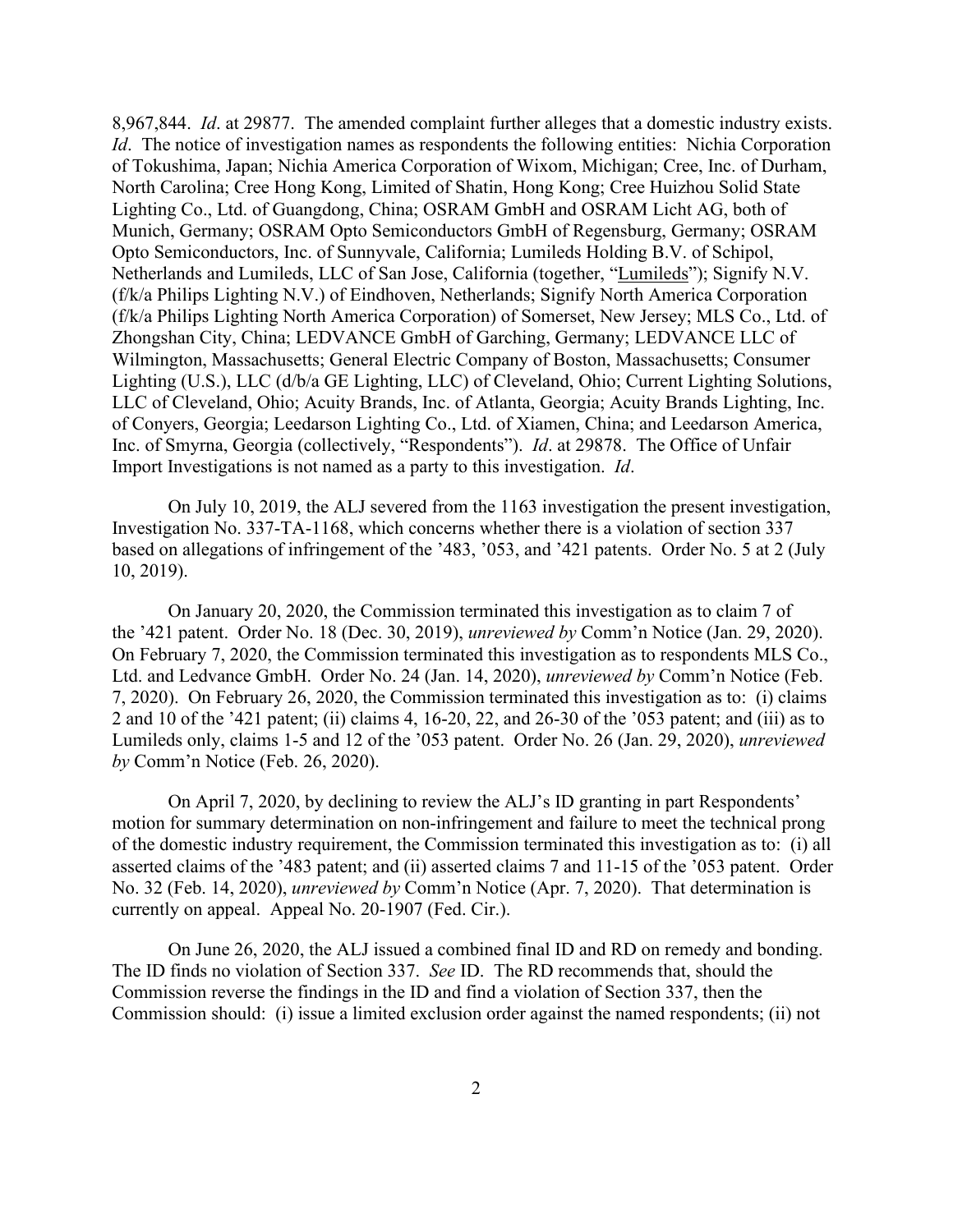8,967,844. *Id*. at 29877. The amended complaint further alleges that a domestic industry exists. *Id*. The notice of investigation names as respondents the following entities: Nichia Corporation of Tokushima, Japan; Nichia America Corporation of Wixom, Michigan; Cree, Inc. of Durham, North Carolina; Cree Hong Kong, Limited of Shatin, Hong Kong; Cree Huizhou Solid State Lighting Co., Ltd. of Guangdong, China; OSRAM GmbH and OSRAM Licht AG, both of Munich, Germany; OSRAM Opto Semiconductors GmbH of Regensburg, Germany; OSRAM Opto Semiconductors, Inc. of Sunnyvale, California; Lumileds Holding B.V. of Schipol, Netherlands and Lumileds, LLC of San Jose, California (together, "Lumileds"); Signify N.V. (f/k/a Philips Lighting N.V.) of Eindhoven, Netherlands; Signify North America Corporation (f/k/a Philips Lighting North America Corporation) of Somerset, New Jersey; MLS Co., Ltd. of Zhongshan City, China; LEDVANCE GmbH of Garching, Germany; LEDVANCE LLC of Wilmington, Massachusetts; General Electric Company of Boston, Massachusetts; Consumer Lighting (U.S.), LLC (d/b/a GE Lighting, LLC) of Cleveland, Ohio; Current Lighting Solutions, LLC of Cleveland, Ohio; Acuity Brands, Inc. of Atlanta, Georgia; Acuity Brands Lighting, Inc. of Conyers, Georgia; Leedarson Lighting Co., Ltd. of Xiamen, China; and Leedarson America, Inc. of Smyrna, Georgia (collectively, "Respondents"). *Id*. at 29878. The Office of Unfair Import Investigations is not named as a party to this investigation. *Id*.

On July 10, 2019, the ALJ severed from the 1163 investigation the present investigation, Investigation No. 337-TA-1168, which concerns whether there is a violation of section 337 based on allegations of infringement of the '483, '053, and '421 patents. Order No. 5 at 2 (July 10, 2019).

On January 20, 2020, the Commission terminated this investigation as to claim 7 of the '421 patent. Order No. 18 (Dec. 30, 2019), *unreviewed by* Comm'n Notice (Jan. 29, 2020). On February 7, 2020, the Commission terminated this investigation as to respondents MLS Co., Ltd. and Ledvance GmbH. Order No. 24 (Jan. 14, 2020), *unreviewed by* Comm'n Notice (Feb. 7, 2020). On February 26, 2020, the Commission terminated this investigation as to: (i) claims 2 and 10 of the '421 patent; (ii) claims 4, 16-20, 22, and 26-30 of the '053 patent; and (iii) as to Lumileds only, claims 1-5 and 12 of the '053 patent. Order No. 26 (Jan. 29, 2020), *unreviewed by* Comm'n Notice (Feb. 26, 2020).

On April 7, 2020, by declining to review the ALJ's ID granting in part Respondents' motion for summary determination on non-infringement and failure to meet the technical prong of the domestic industry requirement, the Commission terminated this investigation as to: (i) all asserted claims of the '483 patent; and (ii) asserted claims 7 and 11-15 of the '053 patent. Order No. 32 (Feb. 14, 2020), *unreviewed by* Comm'n Notice (Apr. 7, 2020). That determination is currently on appeal. Appeal No. 20-1907 (Fed. Cir.).

On June 26, 2020, the ALJ issued a combined final ID and RD on remedy and bonding. The ID finds no violation of Section 337. *See* ID. The RD recommends that, should the Commission reverse the findings in the ID and find a violation of Section 337, then the Commission should: (i) issue a limited exclusion order against the named respondents; (ii) not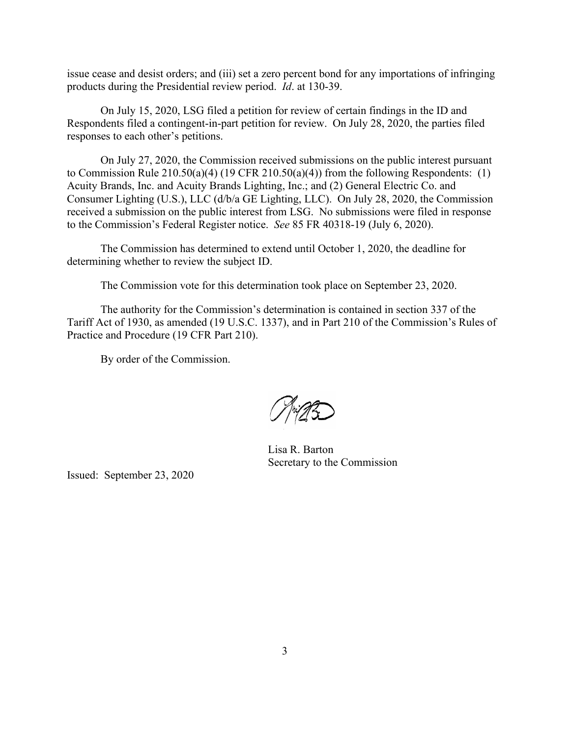issue cease and desist orders; and (iii) set a zero percent bond for any importations of infringing products during the Presidential review period. *Id*. at 130-39.

On July 15, 2020, LSG filed a petition for review of certain findings in the ID and Respondents filed a contingent-in-part petition for review. On July 28, 2020, the parties filed responses to each other's petitions.

On July 27, 2020, the Commission received submissions on the public interest pursuant to Commission Rule 210.50(a)(4) (19 CFR 210.50(a)(4)) from the following Respondents: (1) Acuity Brands, Inc. and Acuity Brands Lighting, Inc.; and (2) General Electric Co. and Consumer Lighting (U.S.), LLC (d/b/a GE Lighting, LLC). On July 28, 2020, the Commission received a submission on the public interest from LSG. No submissions were filed in response to the Commission's Federal Register notice. *See* 85 FR 40318-19 (July 6, 2020).

The Commission has determined to extend until October 1, 2020, the deadline for determining whether to review the subject ID.

The Commission vote for this determination took place on September 23, 2020.

The authority for the Commission's determination is contained in section 337 of the Tariff Act of 1930, as amended (19 U.S.C. 1337), and in Part 210 of the Commission's Rules of Practice and Procedure (19 CFR Part 210).

By order of the Commission.

Lisa R. Barton
Secretary to the Commission

Issued: September 23, 2020